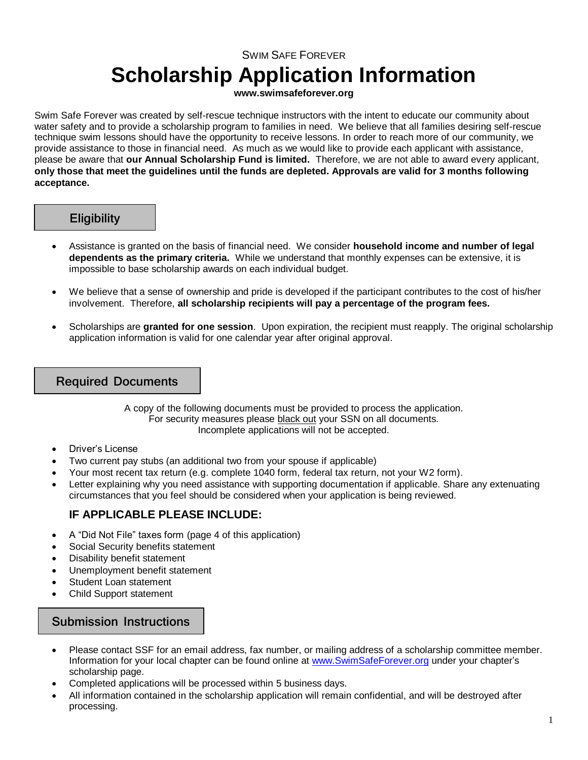SWIM SAFE FOREVER

# Scholarship Application Information

**www.swimsafeforever.org**

Swim Safe Forever was created by self-rescue technique instructors with the intent to educate our community about water safety and to provide a scholarship program to families in need. We believe that all families desiring self-rescue technique swim lessons should have the opportunity to receive lessons. In order to reach more of our community, we provide assistance to those in financial need. As much as we would like to provide each applicant with assistance, please be aware that **our Annual Scholarship Fund is limited.** Therefore, we are not able to award every applicant, **only those that meet the guidelines until the funds are depleted. Approvals are valid for 3 months following acceptance.**

## Eligibility

- Assistance is granted on the basis of financial need. We consider **household income and number of legal dependents as the primary criteria.** While we understand that monthly expenses can be extensive, it is impossible to base scholarship awards on each individual budget.
- We believe that a sense of ownership and pride is developed if the participant contributes to the cost of his/her involvement. Therefore, **all scholarship recipients will pay a percentage of the program fees.**
- Scholarships are **granted for one session**. Upon expiration, the recipient must reapply. The original scholarship application information is valid for one calendar year after original approval.

## Required Documents

A copy of the following documents must be provided to process the application.
For security measures please black out your SSN on all documents.
Incomplete applications will not be accepted.

- Driver's License
- Two current pay stubs (an additional two from your spouse if applicable)
- Your most recent tax return (e.g. complete 1040 form, federal tax return, not your W2 form).
- Letter explaining why you need assistance with supporting documentation if applicable. Share any extenuating circumstances that you feel should be considered when your application is being reviewed.

### IF APPLICABLE PLEASE INCLUDE:

- A "Did Not File" taxes form (page 4 of this application)
- Social Security benefits statement
- Disability benefit statement
- Unemployment benefit statement
- Student Loan statement
- Child Support statement

## Submission Instructions

- Please contact SSF for an email address, fax number, or mailing address of a scholarship committee member. Information for your local chapter can be found online at www.SwimSafeForever.org under your chapter's scholarship page.
- Completed applications will be processed within 5 business days.
- All information contained in the scholarship application will remain confidential, and will be destroyed after processing.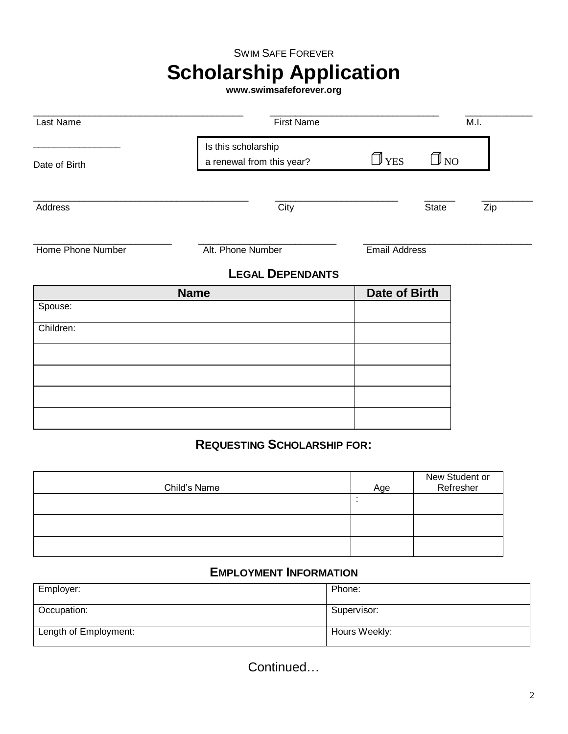SWIM SAFE FOREVER

# Scholarship Application

**www.swimsafeforever.org**

______________________________ ______________________________ __________
Last Name First Name M.I.

________________
Date of Birth

Is this scholarship a renewal from this year? ☐ YES ☐ NO

______________________________ ____________________ _____ ________
Address City State Zip

______________________ ______________________ ______________________________
Home Phone Number Alt. Phone Number Email Address

## LEGAL DEPENDANTS

| Name | Date of Birth |
|---|---|
| Spouse: | |
| Children: | |
| | |
| | |
| | |
| | |

## REQUESTING SCHOLARSHIP FOR:

| Child's Name | Age | New Student or Refresher |
|---|---|---|
| | : | |
| | | |
| | | |

## EMPLOYMENT INFORMATION

| | |
|---|---|
| Employer: | Phone: |
| Occupation: | Supervisor: |
| Length of Employment: | Hours Weekly: |

Continued…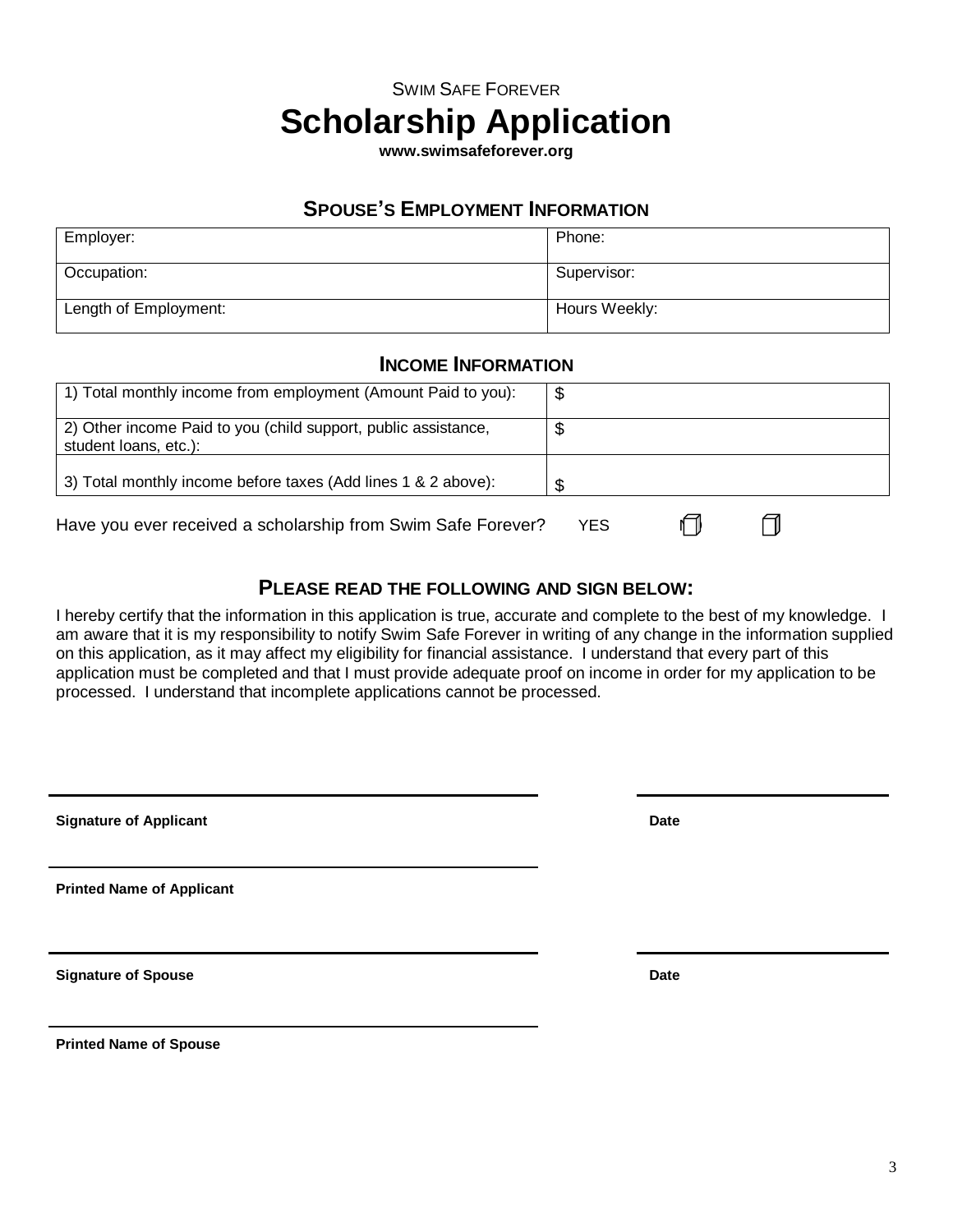SWIM SAFE FOREVER

# Scholarship Application

**www.swimsafeforever.org**

## SPOUSE'S EMPLOYMENT INFORMATION

| Employer: | Phone: |
|---|---|
| Occupation: | Supervisor: |
| Length of Employment: | Hours Weekly: |

## INCOME INFORMATION

| 1) Total monthly income from employment (Amount Paid to you): | $ |
|---|---|
| 2) Other income Paid to you (child support, public assistance, student loans, etc.): | $ |
| 3) Total monthly income before taxes (Add lines 1 & 2 above): | $ |

Have you ever received a scholarship from Swim Safe Forever? YES ☐ NO ☐

## PLEASE READ THE FOLLOWING AND SIGN BELOW:

I hereby certify that the information in this application is true, accurate and complete to the best of my knowledge. I am aware that it is my responsibility to notify Swim Safe Forever in writing of any change in the information supplied on this application, as it may affect my eligibility for financial assistance. I understand that every part of this application must be completed and that I must provide adequate proof on income in order for my application to be processed. I understand that incomplete applications cannot be processed.

______________________________ ______________

**Signature of Applicant** **Date**

______________________________

**Printed Name of Applicant**

______________________________ ______________

**Signature of Spouse** **Date**

______________________________

**Printed Name of Spouse**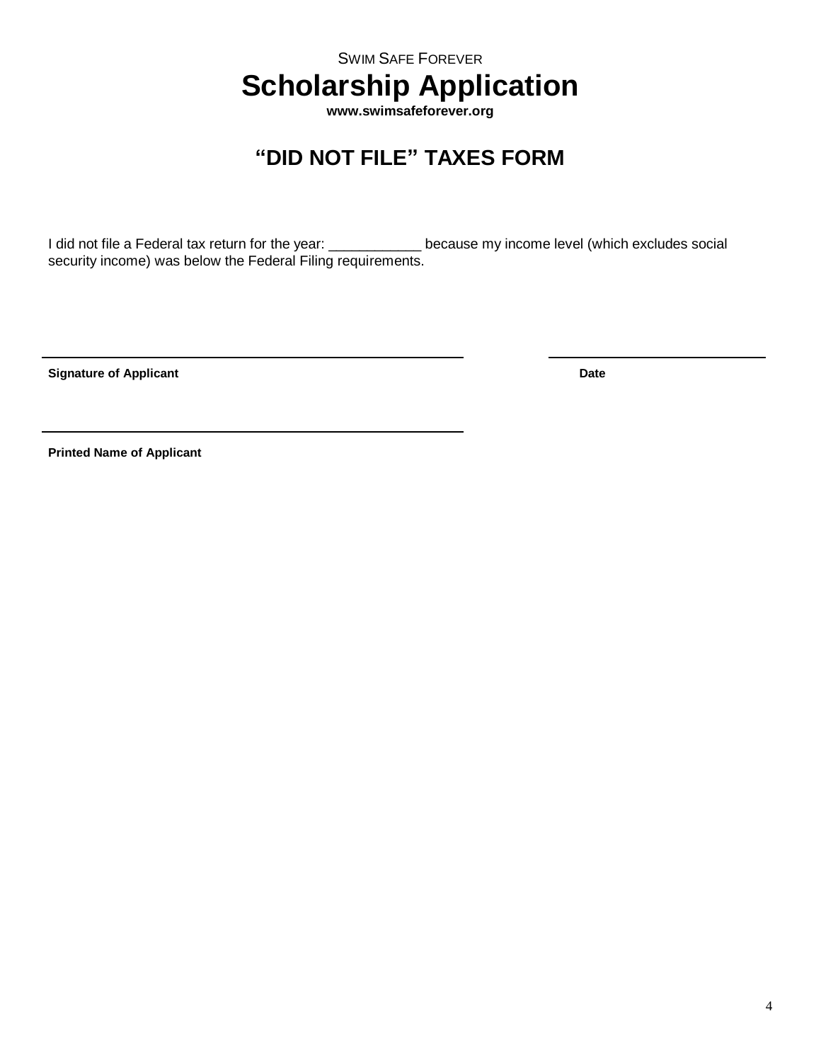SWIM SAFE FOREVER

# Scholarship Application

**www.swimsafeforever.org**

## "DID NOT FILE" TAXES FORM

I did not file a Federal tax return for the year: ____________ because my income level (which excludes social security income) was below the Federal Filing requirements.

_______________________________________________ _______________________

**Signature of Applicant** **Date**

_______________________________________________

**Printed Name of Applicant**